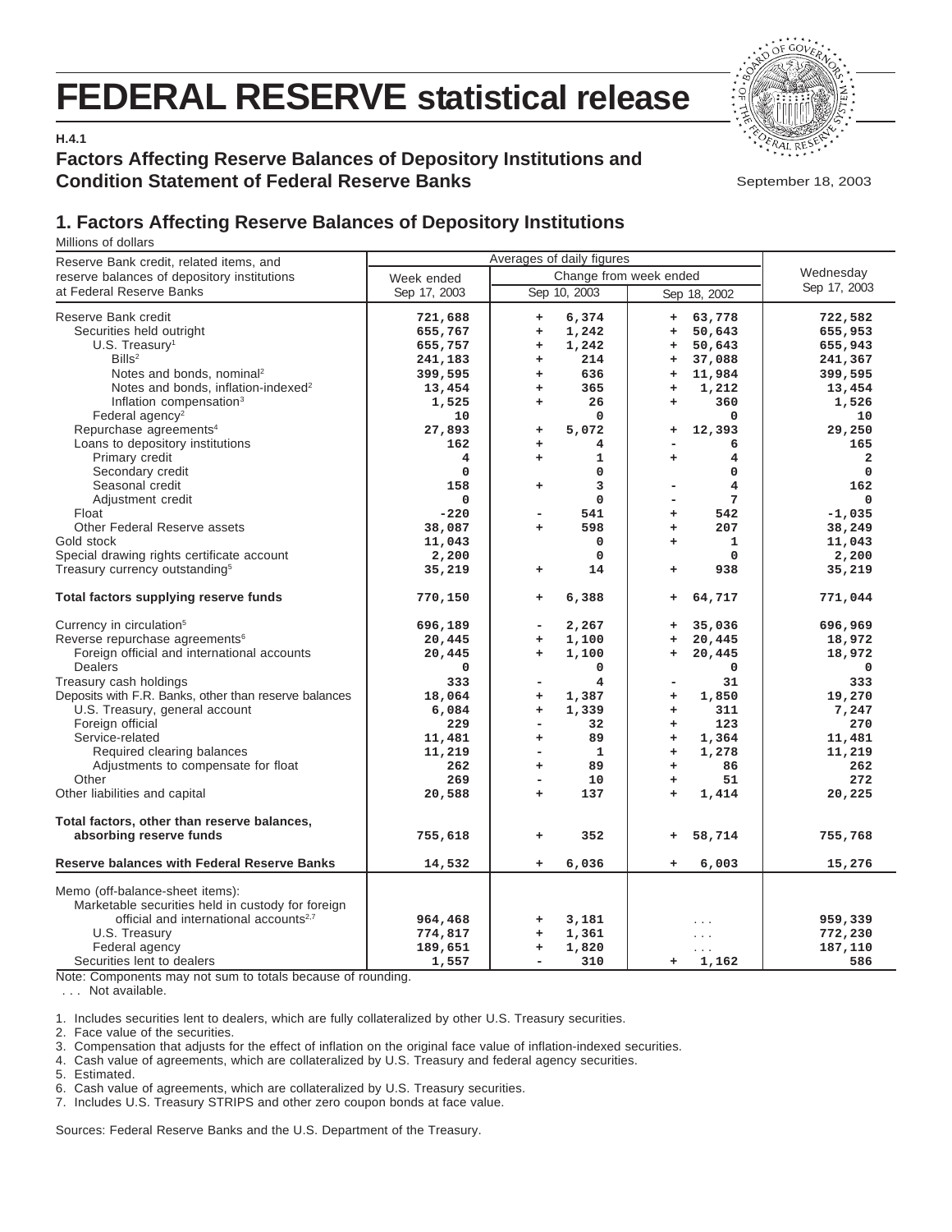# FEDERAL RESERVE statistical release

**H.4.1**

**Factors Affecting Reserve Balances of Depository Institutions and Condition Statement of Federal Reserve Banks**

September 18, 2003

## 1. Factors Affecting Reserve Balances of Depository Institutions

Millions of dollars

| Reserve Bank credit, related items, and reserve balances of depository institutions at Federal Reserve Banks | Averages of daily figures | | | Wednesday Sep 17, 2003 |
|---|---|---|---|---|
| | Week ended Sep 17, 2003 | Change from week ended Sep 10, 2003 | Change from week ended Sep 18, 2002 | |
| Reserve Bank credit | 721,688 | + 6,374 | + 63,778 | 722,582 |
| Securities held outright | 655,767 | + 1,242 | + 50,643 | 655,953 |
| U.S. Treasury[1] | 655,757 | + 1,242 | + 50,643 | 655,943 |
| Bills[2] | 241,183 | + 214 | + 37,088 | 241,367 |
| Notes and bonds, nominal[2] | 399,595 | + 636 | + 11,984 | 399,595 |
| Notes and bonds, inflation-indexed[2] | 13,454 | + 365 | + 1,212 | 13,454 |
| Inflation compensation[3] | 1,525 | + 26 | + 360 | 1,526 |
| Federal agency[2] | 10 | 0 | 0 | 10 |
| Repurchase agreements[4] | 27,893 | + 5,072 | + 12,393 | 29,250 |
| Loans to depository institutions | 162 | + 4 | - 6 | 165 |
| Primary credit | 4 | + 1 | + 4 | 2 |
| Secondary credit | 0 | 0 | 0 | 0 |
| Seasonal credit | 158 | + 3 | - 4 | 162 |
| Adjustment credit | 0 | 0 | - 7 | 0 |
| Float | -220 | - 541 | + 542 | -1,035 |
| Other Federal Reserve assets | 38,087 | + 598 | + 207 | 38,249 |
| Gold stock | 11,043 | 0 | + 1 | 11,043 |
| Special drawing rights certificate account | 2,200 | 0 | 0 | 2,200 |
| Treasury currency outstanding[5] | 35,219 | + 14 | + 938 | 35,219 |
| **Total factors supplying reserve funds** | **770,150** | **+ 6,388** | **+ 64,717** | **771,044** |
| Currency in circulation[5] | 696,189 | - 2,267 | + 35,036 | 696,969 |
| Reverse repurchase agreements[6] | 20,445 | + 1,100 | + 20,445 | 18,972 |
| Foreign official and international accounts | 20,445 | + 1,100 | + 20,445 | 18,972 |
| Dealers | 0 | 0 | 0 | 0 |
| Treasury cash holdings | 333 | - 4 | - 31 | 333 |
| Deposits with F.R. Banks, other than reserve balances | 18,064 | + 1,387 | + 1,850 | 19,270 |
| U.S. Treasury, general account | 6,084 | + 1,339 | + 311 | 7,247 |
| Foreign official | 229 | - 32 | + 123 | 270 |
| Service-related | 11,481 | + 89 | + 1,364 | 11,481 |
| Required clearing balances | 11,219 | - 1 | + 1,278 | 11,219 |
| Adjustments to compensate for float | 262 | + 89 | + 86 | 262 |
| Other | 269 | - 10 | + 51 | 272 |
| Other liabilities and capital | 20,588 | + 137 | + 1,414 | 20,225 |
| **Total factors, other than reserve balances, absorbing reserve funds** | **755,618** | **+ 352** | **+ 58,714** | **755,768** |
| **Reserve balances with Federal Reserve Banks** | **14,532** | **+ 6,036** | **+ 6,003** | **15,276** |
| Memo (off-balance-sheet items): | | | | |
| Marketable securities held in custody for foreign official and international accounts[2,7] | 964,468 | + 3,181 | ... | 959,339 |
| U.S. Treasury | 774,817 | + 1,361 | ... | 772,230 |
| Federal agency | 189,651 | + 1,820 | ... | 187,110 |
| Securities lent to dealers | 1,557 | - 310 | + 1,162 | 586 |

Note: Components may not sum to totals because of rounding.

... Not available.

1. Includes securities lent to dealers, which are fully collateralized by other U.S. Treasury securities.
2. Face value of the securities.
3. Compensation that adjusts for the effect of inflation on the original face value of inflation-indexed securities.
4. Cash value of agreements, which are collateralized by U.S. Treasury and federal agency securities.
5. Estimated.
6. Cash value of agreements, which are collateralized by U.S. Treasury securities.
7. Includes U.S. Treasury STRIPS and other zero coupon bonds at face value.

Sources: Federal Reserve Banks and the U.S. Department of the Treasury.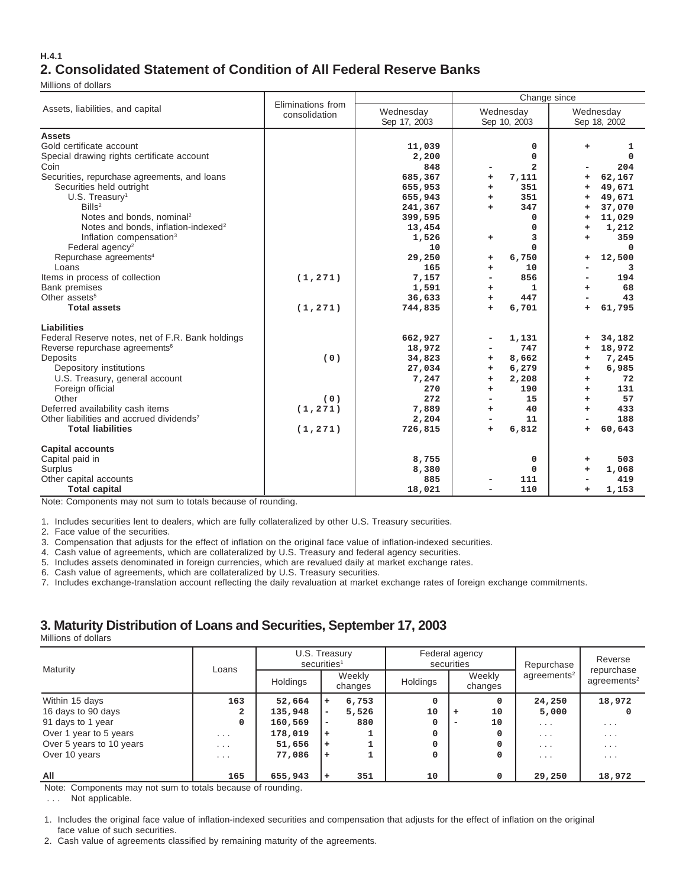H.4.1

## 2. Consolidated Statement of Condition of All Federal Reserve Banks

Millions of dollars

| Assets, liabilities, and capital | Eliminations from consolidation | Wednesday Sep 17, 2003 | Change since Wednesday Sep 10, 2003 | Change since Wednesday Sep 18, 2002 |
|---|---|---|---|---|
| **Assets** | | | | |
| Gold certificate account | | 11,039 | 0 | + 1 |
| Special drawing rights certificate account | | 2,200 | 0 | 0 |
| Coin | | 848 | - 2 | - 204 |
| Securities, repurchase agreements, and loans | | 685,367 | + 7,111 | + 62,167 |
| Securities held outright | | 655,953 | + 351 | + 49,671 |
| U.S. Treasury[1] | | 655,943 | + 351 | + 49,671 |
| Bills[2] | | 241,367 | + 347 | + 37,070 |
| Notes and bonds, nominal[2] | | 399,595 | 0 | + 11,029 |
| Notes and bonds, inflation-indexed[2] | | 13,454 | 0 | + 1,212 |
| Inflation compensation[3] | | 1,526 | + 3 | + 359 |
| Federal agency[2] | | 10 | 0 | 0 |
| Repurchase agreements[4] | | 29,250 | + 6,750 | + 12,500 |
| Loans | | 165 | + 10 | - 3 |
| Items in process of collection | (1,271) | 7,157 | - 856 | - 194 |
| Bank premises | | 1,591 | + 1 | + 68 |
| Other assets[5] | | 36,633 | + 447 | - 43 |
| **Total assets** | (1,271) | 744,835 | + 6,701 | + 61,795 |
| **Liabilities** | | | | |
| Federal Reserve notes, net of F.R. Bank holdings | | 662,927 | - 1,131 | + 34,182 |
| Reverse repurchase agreements[6] | | 18,972 | - 747 | + 18,972 |
| Deposits | (0) | 34,823 | + 8,662 | + 7,245 |
| Depository institutions | | 27,034 | + 6,279 | + 6,985 |
| U.S. Treasury, general account | | 7,247 | + 2,208 | + 72 |
| Foreign official | | 270 | + 190 | + 131 |
| Other | (0) | 272 | - 15 | + 57 |
| Deferred availability cash items | (1,271) | 7,889 | + 40 | + 433 |
| Other liabilities and accrued dividends[7] | | 2,204 | - 11 | - 188 |
| **Total liabilities** | (1,271) | 726,815 | + 6,812 | + 60,643 |
| **Capital accounts** | | | | |
| Capital paid in | | 8,755 | 0 | + 503 |
| Surplus | | 8,380 | 0 | + 1,068 |
| Other capital accounts | | 885 | - 111 | - 419 |
| **Total capital** | | 18,021 | - 110 | + 1,153 |

Note: Components may not sum to totals because of rounding.

1. Includes securities lent to dealers, which are fully collateralized by other U.S. Treasury securities.
2. Face value of the securities.
3. Compensation that adjusts for the effect of inflation on the original face value of inflation-indexed securities.
4. Cash value of agreements, which are collateralized by U.S. Treasury and federal agency securities.
5. Includes assets denominated in foreign currencies, which are revalued daily at market exchange rates.
6. Cash value of agreements, which are collateralized by U.S. Treasury securities.
7. Includes exchange-translation account reflecting the daily revaluation at market exchange rates of foreign exchange commitments.

## 3. Maturity Distribution of Loans and Securities, September 17, 2003

Millions of dollars

| Maturity | Loans | U.S. Treasury securities[1] | | Federal agency securities | | Repurchase agreements[2] | Reverse repurchase agreements[2] |
|---|---|---|---|---|---|---|---|
| | | Holdings | Weekly changes | Holdings | Weekly changes | | |
| Within 15 days | 163 | 52,664 | + 6,753 | 0 | 0 | 24,250 | 18,972 |
| 16 days to 90 days | 2 | 135,948 | - 5,526 | 10 | + 10 | 5,000 | 0 |
| 91 days to 1 year | 0 | 160,569 | - 880 | 0 | - 10 | ... | ... |
| Over 1 year to 5 years | ... | 178,019 | + 1 | 0 | 0 | ... | ... |
| Over 5 years to 10 years | ... | 51,656 | + 1 | 0 | 0 | ... | ... |
| Over 10 years | ... | 77,086 | + 1 | 0 | 0 | ... | ... |
| All | 165 | 655,943 | + 351 | 10 | 0 | 29,250 | 18,972 |

Note: Components may not sum to totals because of rounding.

... Not applicable.

1. Includes the original face value of inflation-indexed securities and compensation that adjusts for the effect of inflation on the original face value of such securities.
2. Cash value of agreements classified by remaining maturity of the agreements.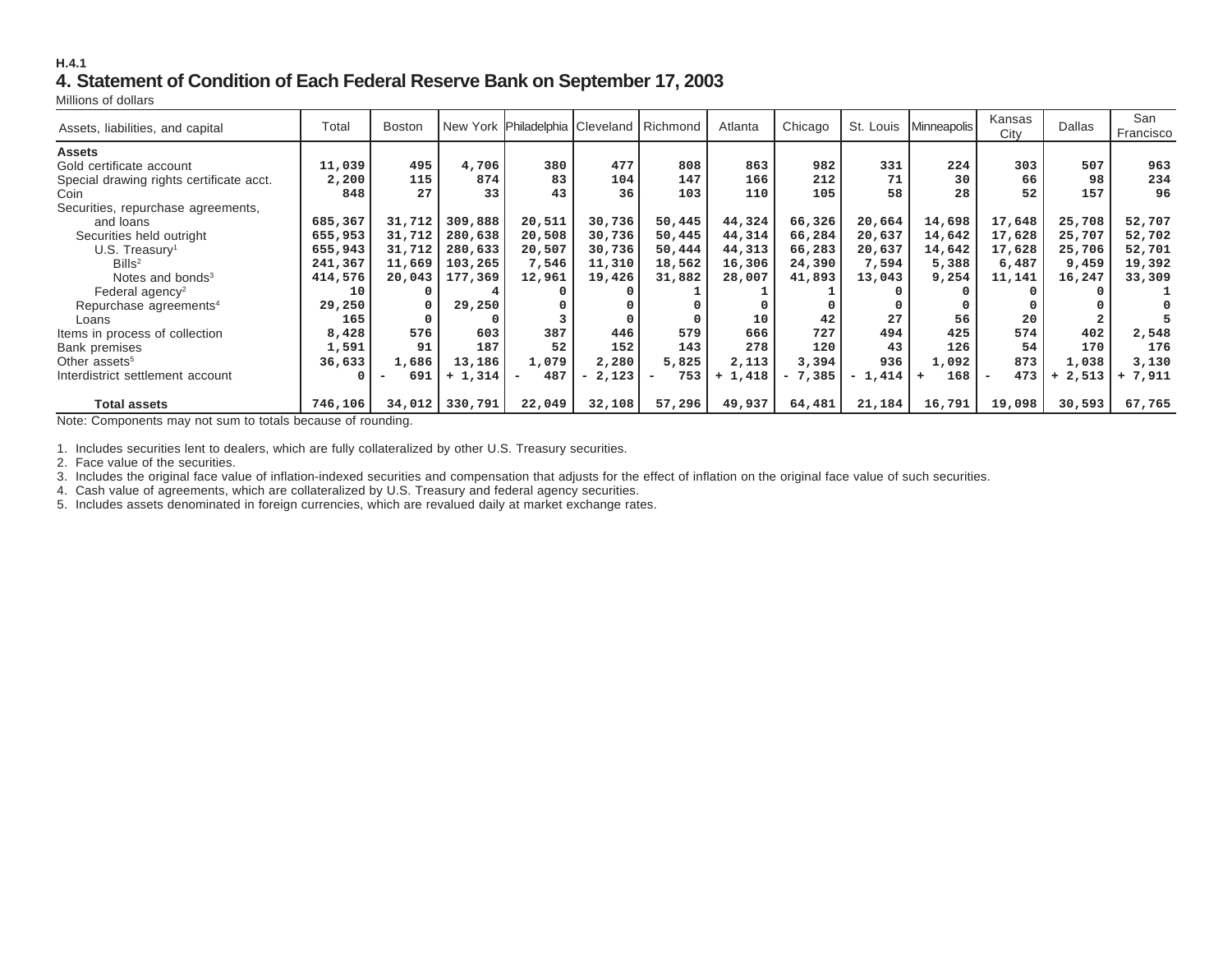H.4.1

# 4. Statement of Condition of Each Federal Reserve Bank on September 17, 2003

Millions of dollars

| Assets, liabilities, and capital | Total | Boston | New York | Philadelphia | Cleveland | Richmond | Atlanta | Chicago | St. Louis | Minneapolis | Kansas City | Dallas | San Francisco |
|---|---|---|---|---|---|---|---|---|---|---|---|---|---|
| **Assets** | | | | | | | | | | | | | |
| Gold certificate account | 11,039 | 495 | 4,706 | 380 | 477 | 808 | 863 | 982 | 331 | 224 | 303 | 507 | 963 |
| Special drawing rights certificate acct. | 2,200 | 115 | 874 | 83 | 104 | 147 | 166 | 212 | 71 | 30 | 66 | 98 | 234 |
| Coin | 848 | 27 | 33 | 43 | 36 | 103 | 110 | 105 | 58 | 28 | 52 | 157 | 96 |
| Securities, repurchase agreements, and loans | 685,367 | 31,712 | 309,888 | 20,511 | 30,736 | 50,445 | 44,324 | 66,326 | 20,664 | 14,698 | 17,648 | 25,708 | 52,707 |
| Securities held outright | 655,953 | 31,712 | 280,638 | 20,508 | 30,736 | 50,445 | 44,314 | 66,284 | 20,637 | 14,642 | 17,628 | 25,707 | 52,702 |
| U.S. Treasury[1] | 655,943 | 31,712 | 280,633 | 20,507 | 30,736 | 50,444 | 44,313 | 66,283 | 20,637 | 14,642 | 17,628 | 25,706 | 52,701 |
| Bills[2] | 241,367 | 11,669 | 103,265 | 7,546 | 11,310 | 18,562 | 16,306 | 24,390 | 7,594 | 5,388 | 6,487 | 9,459 | 19,392 |
| Notes and bonds[3] | 414,576 | 20,043 | 177,369 | 12,961 | 19,426 | 31,882 | 28,007 | 41,893 | 13,043 | 9,254 | 11,141 | 16,247 | 33,309 |
| Federal agency[2] | 10 | 0 | 4 | 0 | 0 | 1 | 1 | 1 | 0 | 0 | 0 | 0 | 1 |
| Repurchase agreements[4] | 29,250 | 0 | 29,250 | 0 | 0 | 0 | 0 | 0 | 0 | 0 | 0 | 0 | 0 |
| Loans | 165 | 0 | 0 | 3 | 0 | 0 | 10 | 42 | 27 | 56 | 20 | 2 | 5 |
| Items in process of collection | 8,428 | 576 | 603 | 387 | 446 | 579 | 666 | 727 | 494 | 425 | 574 | 402 | 2,548 |
| Bank premises | 1,591 | 91 | 187 | 52 | 152 | 143 | 278 | 120 | 43 | 126 | 54 | 170 | 176 |
| Other assets[5] | 36,633 | 1,686 | 13,186 | 1,079 | 2,280 | 5,825 | 2,113 | 3,394 | 936 | 1,092 | 873 | 1,038 | 3,130 |
| Interdistrict settlement account | 0 | - 691 | + 1,314 | - 487 | - 2,123 | - 753 | + 1,418 | - 7,385 | - 1,414 | + 168 | - 473 | + 2,513 | + 7,911 |
| **Total assets** | 746,106 | 34,012 | 330,791 | 22,049 | 32,108 | 57,296 | 49,937 | 64,481 | 21,184 | 16,791 | 19,098 | 30,593 | 67,765 |

Note: Components may not sum to totals because of rounding.

1. Includes securities lent to dealers, which are fully collateralized by other U.S. Treasury securities.
2. Face value of the securities.
3. Includes the original face value of inflation-indexed securities and compensation that adjusts for the effect of inflation on the original face value of such securities.
4. Cash value of agreements, which are collateralized by U.S. Treasury and federal agency securities.
5. Includes assets denominated in foreign currencies, which are revalued daily at market exchange rates.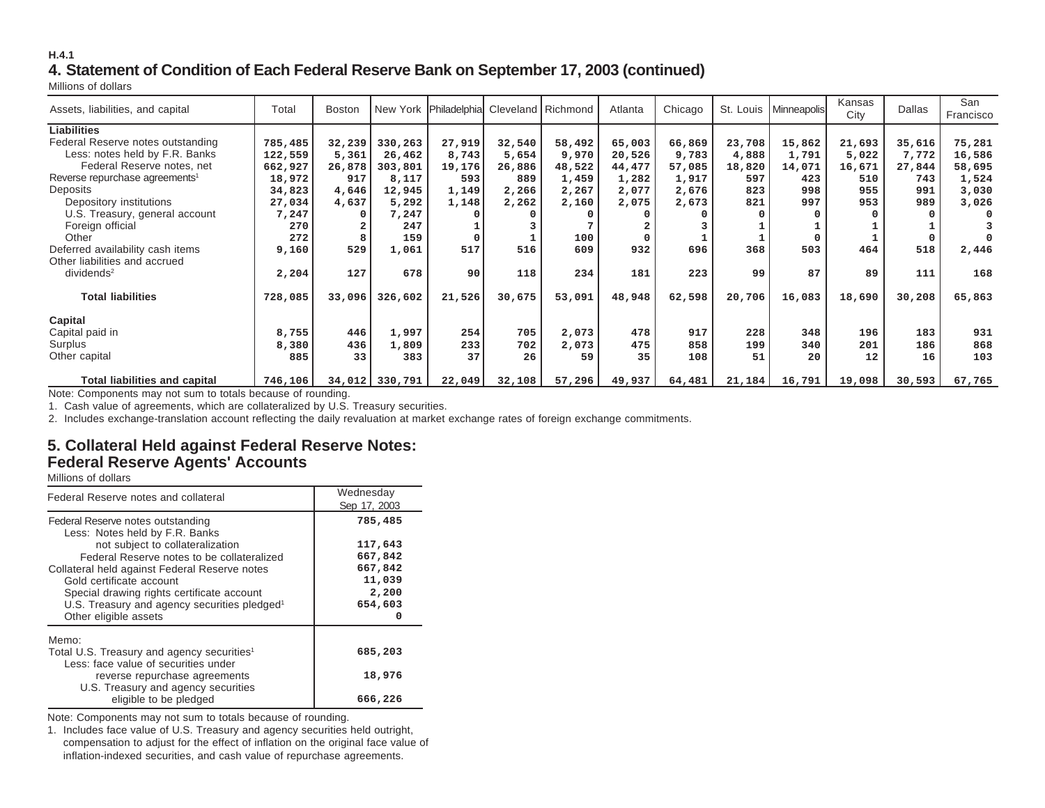H.4.1

## 4. Statement of Condition of Each Federal Reserve Bank on September 17, 2003 (continued)

Millions of dollars

| Assets, liabilities, and capital | Total | Boston | New York | Philadelphia | Cleveland | Richmond | Atlanta | Chicago | St. Louis | Minneapolis | Kansas City | Dallas | San Francisco |
|---|---|---|---|---|---|---|---|---|---|---|---|---|---|
| **Liabilities** | | | | | | | | | | | | | |
| Federal Reserve notes outstanding | 785,485 | 32,239 | 330,263 | 27,919 | 32,540 | 58,492 | 65,003 | 66,869 | 23,708 | 15,862 | 21,693 | 35,616 | 75,281 |
| Less: notes held by F.R. Banks | 122,559 | 5,361 | 26,462 | 8,743 | 5,654 | 9,970 | 20,526 | 9,783 | 4,888 | 1,791 | 5,022 | 7,772 | 16,586 |
| Federal Reserve notes, net | 662,927 | 26,878 | 303,801 | 19,176 | 26,886 | 48,522 | 44,477 | 57,085 | 18,820 | 14,071 | 16,671 | 27,844 | 58,695 |
| Reverse repurchase agreements[1] | 18,972 | 917 | 8,117 | 593 | 889 | 1,459 | 1,282 | 1,917 | 597 | 423 | 510 | 743 | 1,524 |
| Deposits | 34,823 | 4,646 | 12,945 | 1,149 | 2,266 | 2,267 | 2,077 | 2,676 | 823 | 998 | 955 | 991 | 3,030 |
| Depository institutions | 27,034 | 4,637 | 5,292 | 1,148 | 2,262 | 2,160 | 2,075 | 2,673 | 821 | 997 | 953 | 989 | 3,026 |
| U.S. Treasury, general account | 7,247 | 0 | 7,247 | 0 | 0 | 0 | 0 | 0 | 0 | 0 | 0 | 0 | 0 |
| Foreign official | 270 | 2 | 247 | 1 | 3 | 7 | 2 | 3 | 1 | 1 | 1 | 1 | 3 |
| Other | 272 | 8 | 159 | 0 | 1 | 100 | 0 | 1 | 1 | 0 | 1 | 0 | 0 |
| Deferred availability cash items | 9,160 | 529 | 1,061 | 517 | 516 | 609 | 932 | 696 | 368 | 503 | 464 | 518 | 2,446 |
| Other liabilities and accrued dividends[2] | 2,204 | 127 | 678 | 90 | 118 | 234 | 181 | 223 | 99 | 87 | 89 | 111 | 168 |
| **Total liabilities** | 728,085 | 33,096 | 326,602 | 21,526 | 30,675 | 53,091 | 48,948 | 62,598 | 20,706 | 16,083 | 18,690 | 30,208 | 65,863 |
| **Capital** | | | | | | | | | | | | | |
| Capital paid in | 8,755 | 446 | 1,997 | 254 | 705 | 2,073 | 478 | 917 | 228 | 348 | 196 | 183 | 931 |
| Surplus | 8,380 | 436 | 1,809 | 233 | 702 | 2,073 | 475 | 858 | 199 | 340 | 201 | 186 | 868 |
| Other capital | 885 | 33 | 383 | 37 | 26 | 59 | 35 | 108 | 51 | 20 | 12 | 16 | 103 |
| **Total liabilities and capital** | 746,106 | 34,012 | 330,791 | 22,049 | 32,108 | 57,296 | 49,937 | 64,481 | 21,184 | 16,791 | 19,098 | 30,593 | 67,765 |

Note: Components may not sum to totals because of rounding.

1. Cash value of agreements, which are collateralized by U.S. Treasury securities.
2. Includes exchange-translation account reflecting the daily revaluation at market exchange rates of foreign exchange commitments.

## 5. Collateral Held against Federal Reserve Notes: Federal Reserve Agents' Accounts

Millions of dollars

| Federal Reserve notes and collateral | Wednesday Sep 17, 2003 |
|---|---|
| Federal Reserve notes outstanding | 785,485 |
| Less: Notes held by F.R. Banks not subject to collateralization | 117,643 |
| Federal Reserve notes to be collateralized | 667,842 |
| Collateral held against Federal Reserve notes | 667,842 |
| Gold certificate account | 11,039 |
| Special drawing rights certificate account | 2,200 |
| U.S. Treasury and agency securities pledged[1] | 654,603 |
| Other eligible assets | 0 |
| Memo: | |
| Total U.S. Treasury and agency securities[1] | 685,203 |
| Less: face value of securities under reverse repurchase agreements | 18,976 |
| U.S. Treasury and agency securities eligible to be pledged | 666,226 |

Note: Components may not sum to totals because of rounding.

1. Includes face value of U.S. Treasury and agency securities held outright, compensation to adjust for the effect of inflation on the original face value of inflation-indexed securities, and cash value of repurchase agreements.